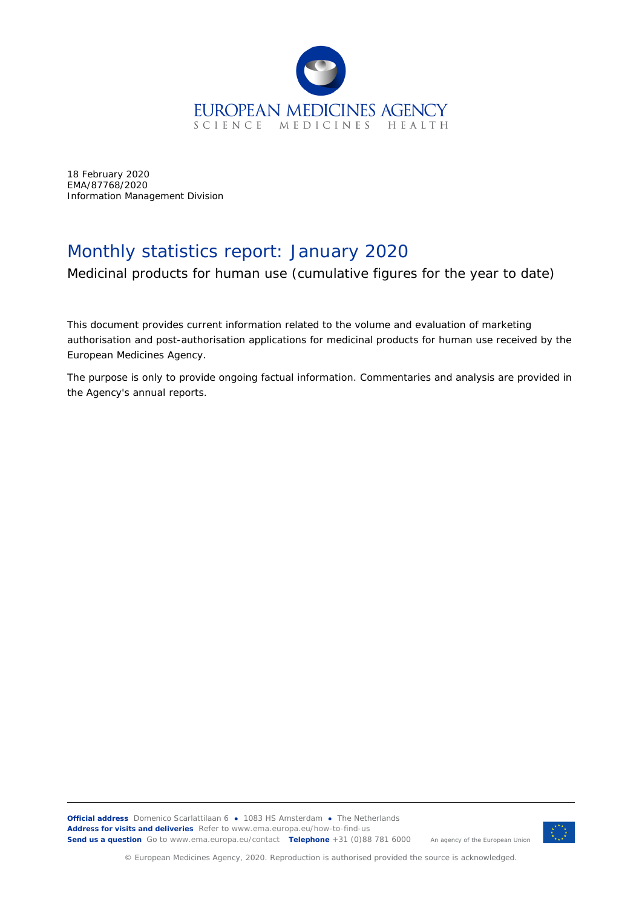EUROPEAN MEDICINES AGENCY
SCIENCE MEDICINES HEALTH

18 February 2020
EMA/87768/2020
Information Management Division

# Monthly statistics report: January 2020

Medicinal products for human use (cumulative figures for the year to date)

This document provides current information related to the volume and evaluation of marketing authorisation and post-authorisation applications for medicinal products for human use received by the European Medicines Agency.

The purpose is only to provide ongoing factual information. Commentaries and analysis are provided in the Agency's annual reports.

**Official address** Domenico Scarlattilaan 6 ● 1083 HS Amsterdam ● The Netherlands
**Address for visits and deliveries** Refer to www.ema.europa.eu/how-to-find-us
**Send us a question** Go to www.ema.europa.eu/contact **Telephone** +31 (0)88 781 6000

An agency of the European Union

© European Medicines Agency, 2020. Reproduction is authorised provided the source is acknowledged.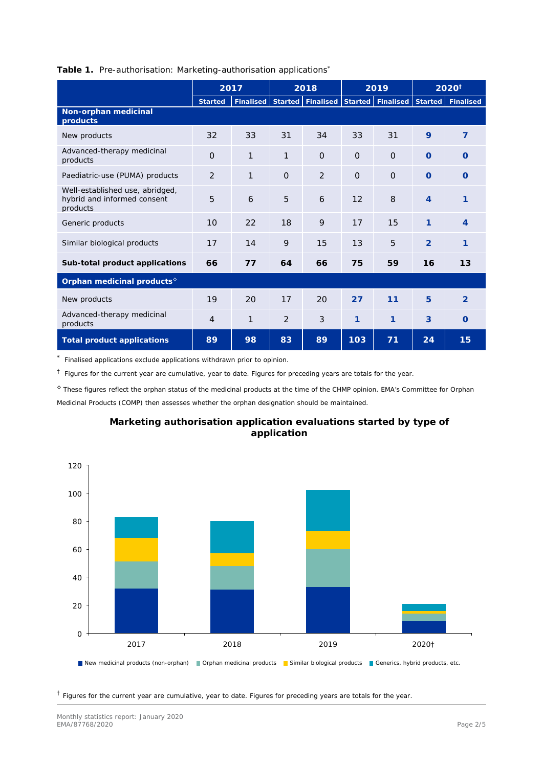**Table 1.** Pre-authorisation: Marketing-authorisation applications*

| | 2017 | | 2018 | | 2019 | | 2020† | |
|---|---|---|---|---|---|---|---|---|
| | Started | Finalised | Started | Finalised | Started | Finalised | Started | Finalised |
| **Non-orphan medicinal products** | | | | | | | | |
| New products | 32 | 33 | 31 | 34 | 33 | 31 | **9** | **7** |
| Advanced-therapy medicinal products | 0 | 1 | 1 | 0 | 0 | 0 | **0** | **0** |
| Paediatric-use (PUMA) products | 2 | 1 | 0 | 2 | 0 | 0 | **0** | **0** |
| Well-established use, abridged, hybrid and informed consent products | 5 | 6 | 5 | 6 | 12 | 8 | **4** | **1** |
| Generic products | 10 | 22 | 18 | 9 | 17 | 15 | **1** | **4** |
| Similar biological products | 17 | 14 | 9 | 15 | 13 | 5 | **2** | **1** |
| **Sub-total product applications** | **66** | **77** | **64** | **66** | **75** | **59** | **16** | **13** |
| **Orphan medicinal products**◊ | | | | | | | | |
| New products | 19 | 20 | 17 | 20 | **27** | **11** | **5** | **2** |
| Advanced-therapy medicinal products | 4 | 1 | 2 | 3 | **1** | **1** | **3** | **0** |
| **Total product applications** | **89** | **98** | **83** | **89** | **103** | **71** | **24** | **15** |

\* Finalised applications exclude applications withdrawn prior to opinion.

† Figures for the current year are cumulative, year to date. Figures for preceding years are totals for the year.

◊ These figures reflect the orphan status of the medicinal products at the time of the CHMP opinion. EMA's Committee for Orphan Medicinal Products (COMP) then assesses whether the orphan designation should be maintained.

**Marketing authorisation application evaluations started by type of application**

† Figures for the current year are cumulative, year to date. Figures for preceding years are totals for the year.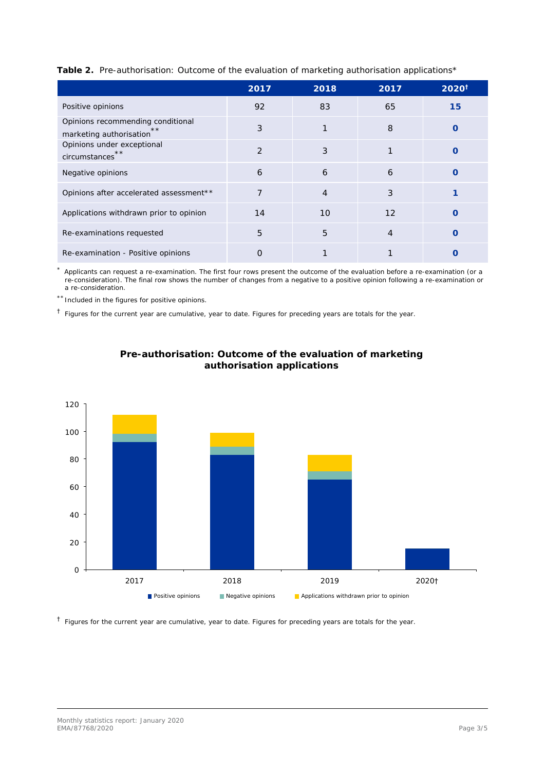**Table 2.** Pre-authorisation: Outcome of the evaluation of marketing authorisation applications*

| | 2017 | 2018 | 2017 | 2020† |
|---|---|---|---|---|
| Positive opinions | 92 | 83 | 65 | **15** |
| Opinions recommending conditional marketing authorisation** | 3 | 1 | 8 | **0** |
| Opinions under exceptional circumstances** | 2 | 3 | 1 | **0** |
| Negative opinions | 6 | 6 | 6 | **0** |
| Opinions after accelerated assessment** | 7 | 4 | 3 | **1** |
| Applications withdrawn prior to opinion | 14 | 10 | 12 | **0** |
| Re-examinations requested | 5 | 5 | 4 | **0** |
| Re-examination - Positive opinions | 0 | 1 | 1 | **0** |

* Applicants can request a re-examination. The first four rows present the outcome of the evaluation before a re-examination (or a re-consideration). The final row shows the number of changes from a negative to a positive opinion following a re-examination or a re-consideration.

** Included in the figures for positive opinions.

† Figures for the current year are cumulative, year to date. Figures for preceding years are totals for the year.

**Pre-authorisation: Outcome of the evaluation of marketing authorisation applications**

Positive opinions | Negative opinions | Applications withdrawn prior to opinion

† Figures for the current year are cumulative, year to date. Figures for preceding years are totals for the year.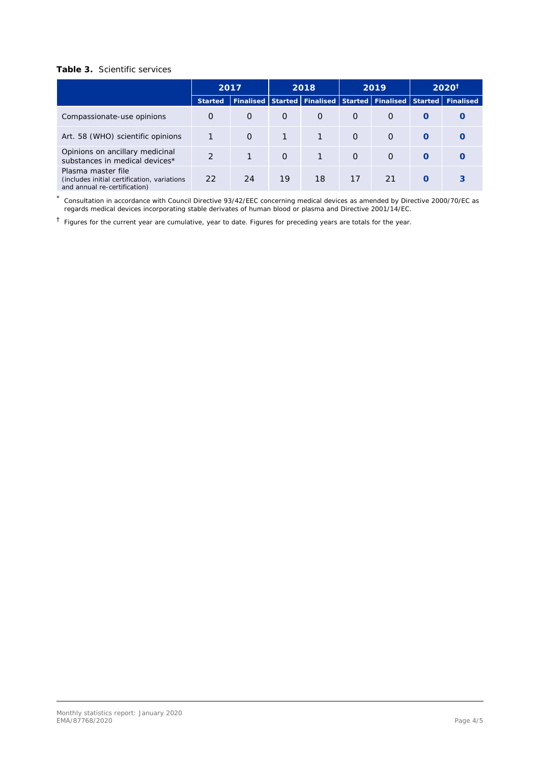**Table 3.** Scientific services

| | 2017 | | 2018 | | 2019 | | 2020† | |
|---|---|---|---|---|---|---|---|---|
| | Started | Finalised | Started | Finalised | Started | Finalised | Started | Finalised |
| Compassionate-use opinions | 0 | 0 | 0 | 0 | 0 | 0 | **0** | **0** |
| Art. 58 (WHO) scientific opinions | 1 | 0 | 1 | 1 | 0 | 0 | **0** | **0** |
| Opinions on ancillary medicinal substances in medical devices* | 2 | 1 | 0 | 1 | 0 | 0 | **0** | **0** |
| Plasma master file (includes initial certification, variations and annual re-certification) | 22 | 24 | 19 | 18 | 17 | 21 | **0** | **3** |

\* Consultation in accordance with Council Directive 93/42/EEC concerning medical devices as amended by Directive 2000/70/EC as regards medical devices incorporating stable derivates of human blood or plasma and Directive 2001/14/EC.

† Figures for the current year are cumulative, year to date. Figures for preceding years are totals for the year.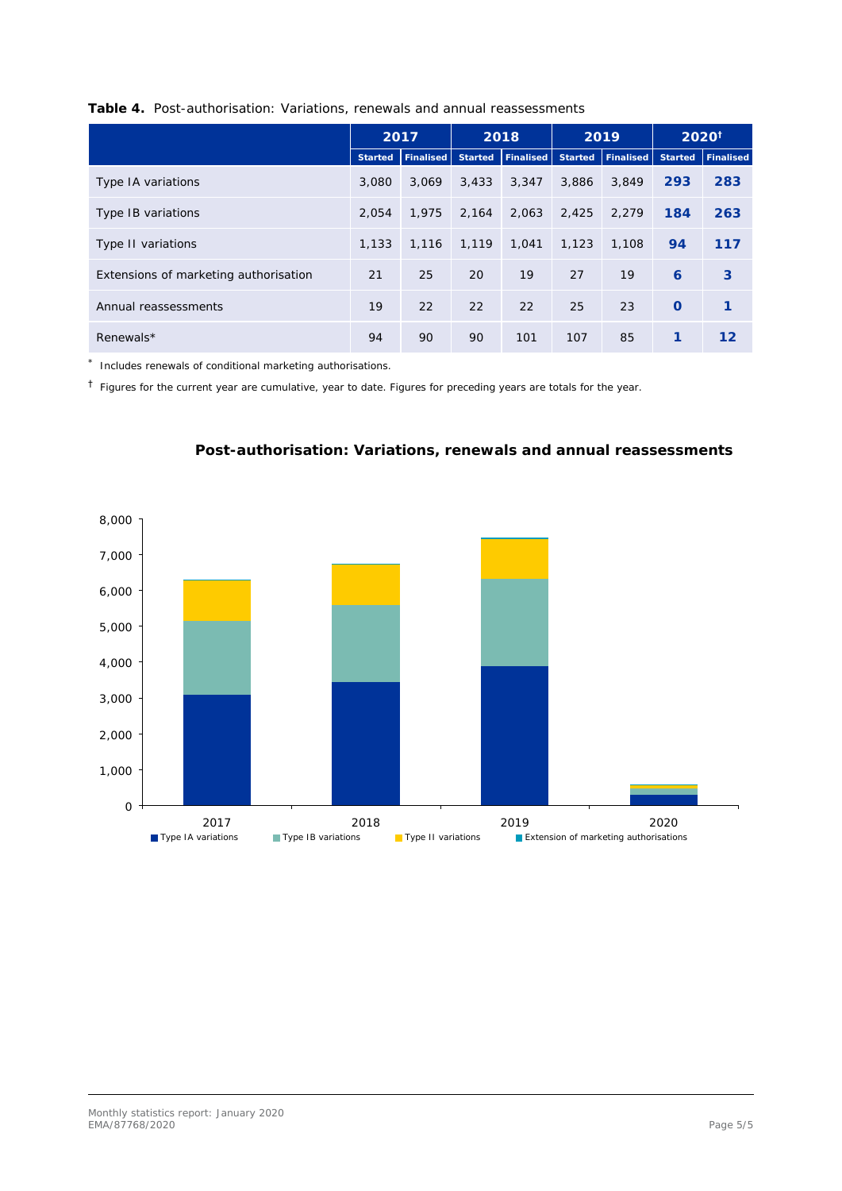**Table 4.** Post-authorisation: Variations, renewals and annual reassessments

| | 2017 | | 2018 | | 2019 | | 2020[†] | |
|---|---|---|---|---|---|---|---|---|
| | Started | Finalised | Started | Finalised | Started | Finalised | Started | Finalised |
| Type IA variations | 3,080 | 3,069 | 3,433 | 3,347 | 3,886 | 3,849 | **293** | **283** |
| Type IB variations | 2,054 | 1,975 | 2,164 | 2,063 | 2,425 | 2,279 | **184** | **263** |
| Type II variations | 1,133 | 1,116 | 1,119 | 1,041 | 1,123 | 1,108 | **94** | **117** |
| Extensions of marketing authorisation | 21 | 25 | 20 | 19 | 27 | 19 | **6** | **3** |
| Annual reassessments | 19 | 22 | 22 | 22 | 25 | 23 | **0** | **1** |
| Renewals* | 94 | 90 | 90 | 101 | 107 | 85 | **1** | **12** |

[*] Includes renewals of conditional marketing authorisations.

[†] Figures for the current year are cumulative, year to date. Figures for preceding years are totals for the year.

**Post-authorisation: Variations, renewals and annual reassessments**

8,000
7,000
6,000
5,000
4,000
3,000
2,000
1,000
0

2017
2018
2019
2020

Type IA variations
Type IB variations
Type II variations
Extension of marketing authorisations